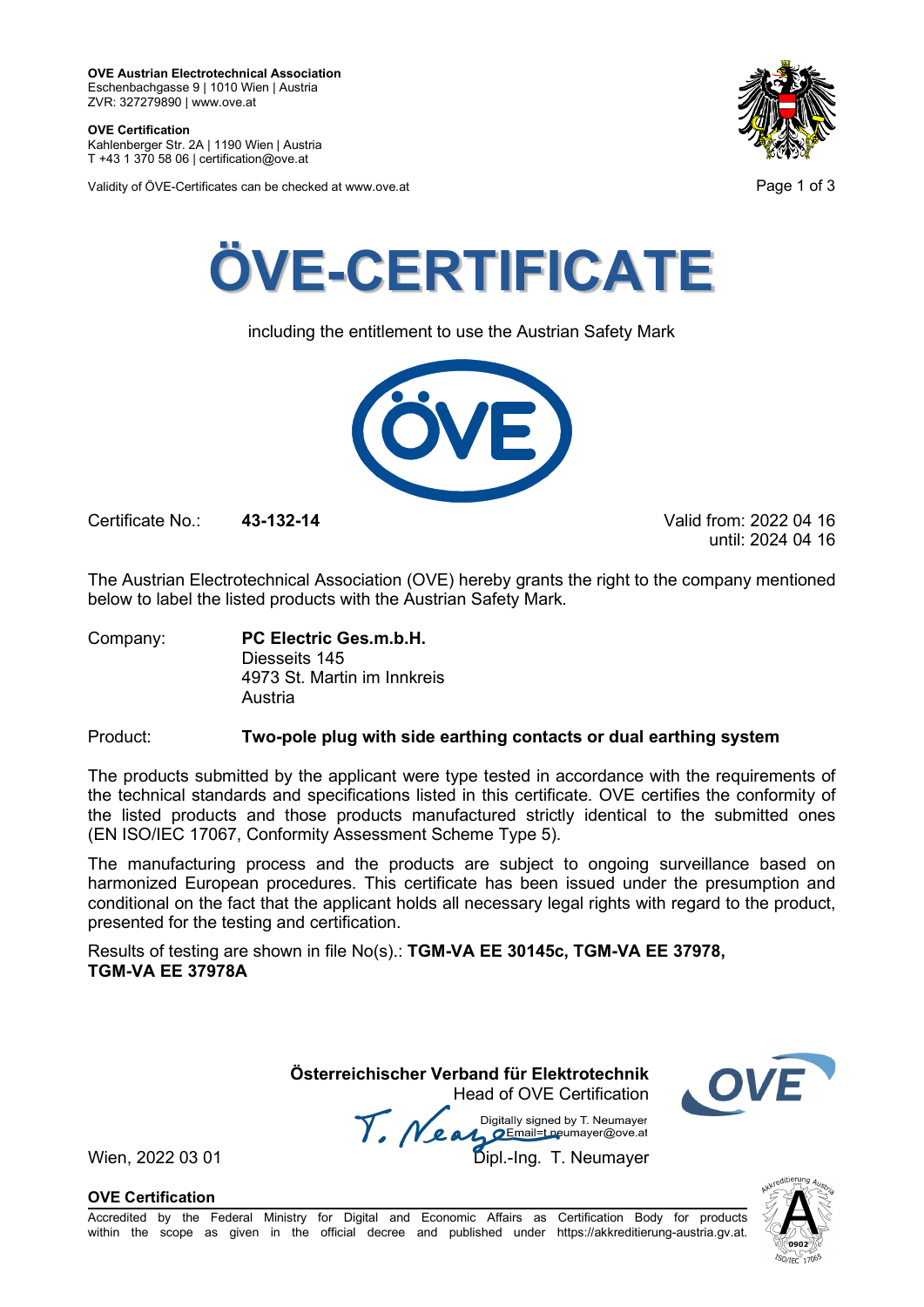**OVE Austrian Electrotechnical Association**
Eschenbachgasse 9 | 1010 Wien | Austria
ZVR: 327279890 | www.ove.at

**OVE Certification**
Kahlenberger Str. 2A | 1190 Wien | Austria
T +43 1 370 58 06 | certification@ove.at

Validity of ÖVE-Certificates can be checked at www.ove.at

# ÖVE-CERTIFICATE

including the entitlement to use the Austrian Safety Mark

Certificate No.: **43-132-14**

Valid from: 2022 04 16
until: 2024 04 16

The Austrian Electrotechnical Association (OVE) hereby grants the right to the company mentioned below to label the listed products with the Austrian Safety Mark.

Company: **PC Electric Ges.m.b.H.**
Diesseits 145
4973 St. Martin im Innkreis
Austria

Product: **Two-pole plug with side earthing contacts or dual earthing system**

The products submitted by the applicant were type tested in accordance with the requirements of the technical standards and specifications listed in this certificate. OVE certifies the conformity of the listed products and those products manufactured strictly identical to the submitted ones (EN ISO/IEC 17067, Conformity Assessment Scheme Type 5).

The manufacturing process and the products are subject to ongoing surveillance based on harmonized European procedures. This certificate has been issued under the presumption and conditional on the fact that the applicant holds all necessary legal rights with regard to the product, presented for the testing and certification.

Results of testing are shown in file No(s).: **TGM-VA EE 30145c, TGM-VA EE 37978, TGM-VA EE 37978A**

**Österreichischer Verband für Elektrotechnik**
Head of OVE Certification

Digitally signed by T. Neumayer
Email=t.neumayer@ove.at

Wien, 2022 03 01

Dipl.-Ing. T. Neumayer

**OVE Certification**
Accredited by the Federal Ministry for Digital and Economic Affairs as Certification Body for products within the scope as given in the official decree and published under https://akkreditierung-austria.gv.at.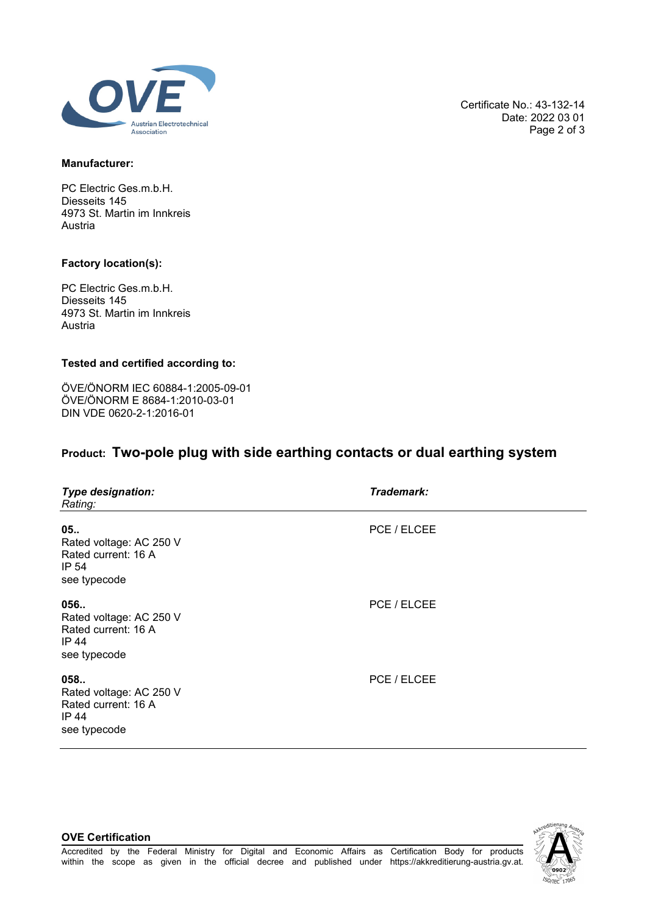Certificate No.: 43-132-14
Date: 2022 03 01

**Manufacturer:**

PC Electric Ges.m.b.H.
Diesseits 145
4973 St. Martin im Innkreis
Austria

**Factory location(s):**

PC Electric Ges.m.b.H.
Diesseits 145
4973 St. Martin im Innkreis
Austria

**Tested and certified according to:**

ÖVE/ÖNORM IEC 60884-1:2005-09-01
ÖVE/ÖNORM E 8684-1:2010-03-01
DIN VDE 0620-2-1:2016-01

## Product: Two-pole plug with side earthing contacts or dual earthing system

| ***Type designation:*** *Rating:* | ***Trademark:*** |
|---|---|
| **05..** Rated voltage: AC 250 V Rated current: 16 A IP 54 see typecode | PCE / ELCEE |
| **056..** Rated voltage: AC 250 V Rated current: 16 A IP 44 see typecode | PCE / ELCEE |
| **058..** Rated voltage: AC 250 V Rated current: 16 A IP 44 see typecode | PCE / ELCEE |

**OVE Certification**
Accredited by the Federal Ministry for Digital and Economic Affairs as Certification Body for products within the scope as given in the official decree and published under https://akkreditierung-austria.gv.at.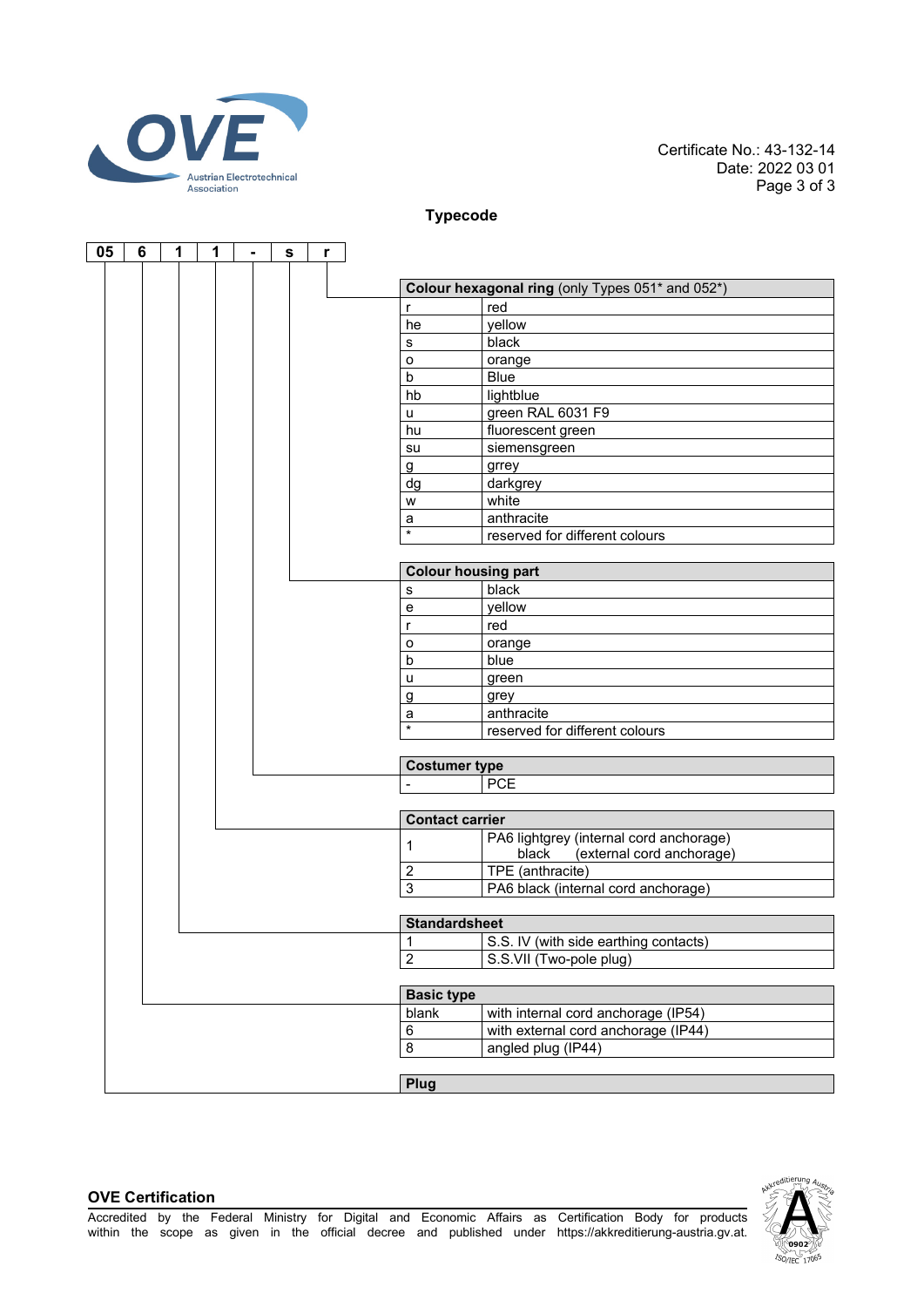OVE Austrian Electrotechnical Association

Certificate No.: 43-132-14
Date: 2022 03 01

## Typecode

| 05 | 6 | 1 | 1 | - | s | r |
|---|---|---|---|---|---|---|

**Colour hexagonal ring** (only Types 051* and 052*)

| | |
|---|---|
| r | red |
| he | yellow |
| s | black |
| o | orange |
| b | Blue |
| hb | lightblue |
| u | green RAL 6031 F9 |
| hu | fluorescent green |
| su | siemensgreen |
| g | grrey |
| dg | darkgrey |
| w | white |
| a | anthracite |
| * | reserved for different colours |

**Colour housing part**

| | |
|---|---|
| s | black |
| e | yellow |
| r | red |
| o | orange |
| b | blue |
| u | green |
| g | grey |
| a | anthracite |
| * | reserved for different colours |

**Costumer type**

| | |
|---|---|
| - | PCE |

**Contact carrier**

| | |
|---|---|
| 1 | PA6 lightgrey (internal cord anchorage)<br>black (external cord anchorage) |
| 2 | TPE (anthracite) |
| 3 | PA6 black (internal cord anchorage) |

**Standardsheet**

| | |
|---|---|
| 1 | S.S. IV (with side earthing contacts) |
| 2 | S.S.VII (Two-pole plug) |

**Basic type**

| | |
|---|---|
| blank | with internal cord anchorage (IP54) |
| 6 | with external cord anchorage (IP44) |
| 8 | angled plug (IP44) |

**Plug**

**OVE Certification**

Accredited by the Federal Ministry for Digital and Economic Affairs as Certification Body for products within the scope as given in the official decree and published under https://akkreditierung-austria.gv.at.

Akkreditierung Austria 0902 ISO/IEC 17065